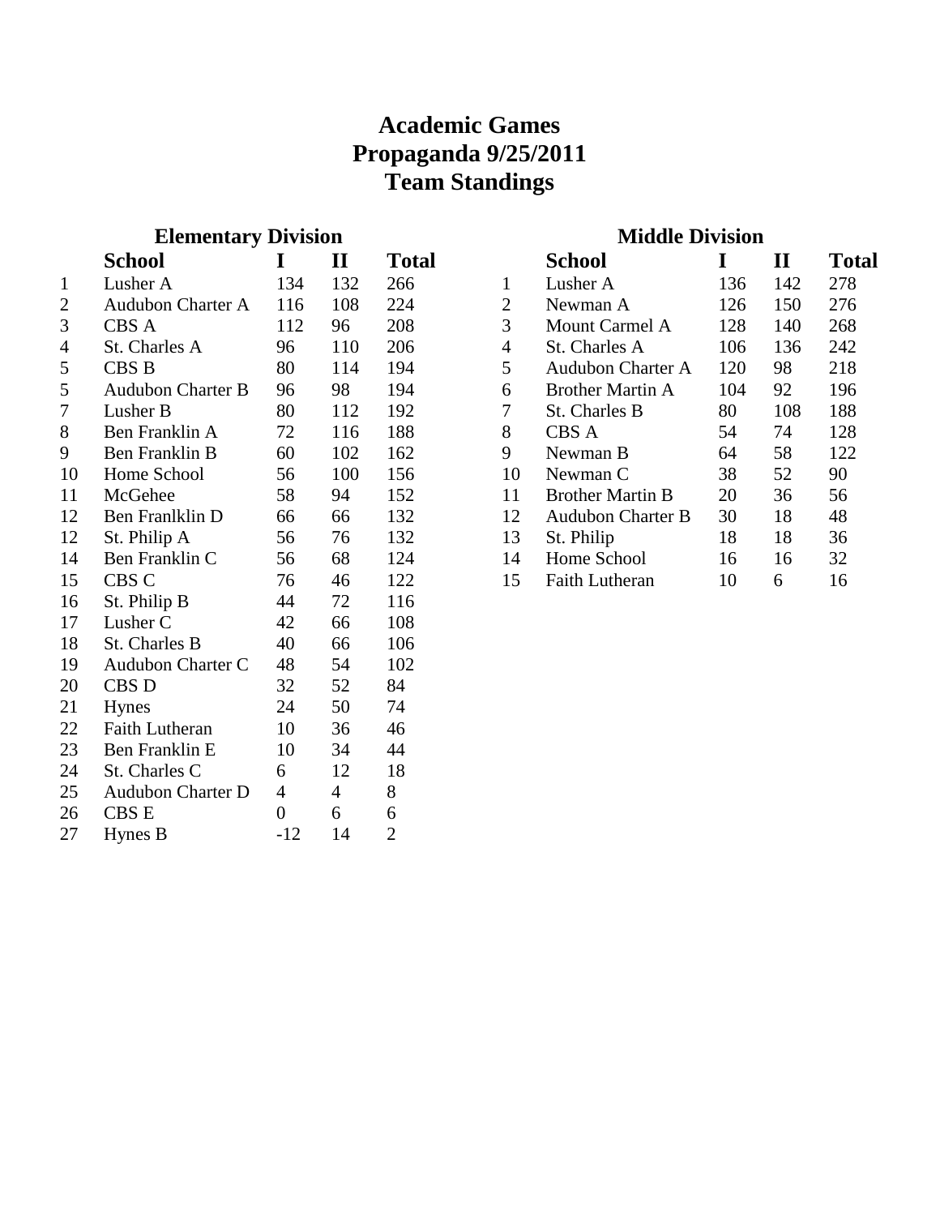# Academic Games
# Propaganda 9/25/2011
# Team Standings

## Elementary Division

| | School | I | II | Total |
|---|---|---|---|---|
| 1 | Lusher A | 134 | 132 | 266 |
| 2 | Audubon Charter A | 116 | 108 | 224 |
| 3 | CBS A | 112 | 96 | 208 |
| 4 | St. Charles A | 96 | 110 | 206 |
| 5 | CBS B | 80 | 114 | 194 |
| 5 | Audubon Charter B | 96 | 98 | 194 |
| 7 | Lusher B | 80 | 112 | 192 |
| 8 | Ben Franklin A | 72 | 116 | 188 |
| 9 | Ben Franklin B | 60 | 102 | 162 |
| 10 | Home School | 56 | 100 | 156 |
| 11 | McGehee | 58 | 94 | 152 |
| 12 | Ben Franlklin D | 66 | 66 | 132 |
| 12 | St. Philip A | 56 | 76 | 132 |
| 14 | Ben Franklin C | 56 | 68 | 124 |
| 15 | CBS C | 76 | 46 | 122 |
| 16 | St. Philip B | 44 | 72 | 116 |
| 17 | Lusher C | 42 | 66 | 108 |
| 18 | St. Charles B | 40 | 66 | 106 |
| 19 | Audubon Charter C | 48 | 54 | 102 |
| 20 | CBS D | 32 | 52 | 84 |
| 21 | Hynes | 24 | 50 | 74 |
| 22 | Faith Lutheran | 10 | 36 | 46 |
| 23 | Ben Franklin E | 10 | 34 | 44 |
| 24 | St. Charles C | 6 | 12 | 18 |
| 25 | Audubon Charter D | 4 | 4 | 8 |
| 26 | CBS E | 0 | 6 | 6 |
| 27 | Hynes B | -12 | 14 | 2 |

## Middle Division

| | School | I | II | Total |
|---|---|---|---|---|
| 1 | Lusher A | 136 | 142 | 278 |
| 2 | Newman A | 126 | 150 | 276 |
| 3 | Mount Carmel A | 128 | 140 | 268 |
| 4 | St. Charles A | 106 | 136 | 242 |
| 5 | Audubon Charter A | 120 | 98 | 218 |
| 6 | Brother Martin A | 104 | 92 | 196 |
| 7 | St. Charles B | 80 | 108 | 188 |
| 8 | CBS A | 54 | 74 | 128 |
| 9 | Newman B | 64 | 58 | 122 |
| 10 | Newman C | 38 | 52 | 90 |
| 11 | Brother Martin B | 20 | 36 | 56 |
| 12 | Audubon Charter B | 30 | 18 | 48 |
| 13 | St. Philip | 18 | 18 | 36 |
| 14 | Home School | 16 | 16 | 32 |
| 15 | Faith Lutheran | 10 | 6 | 16 |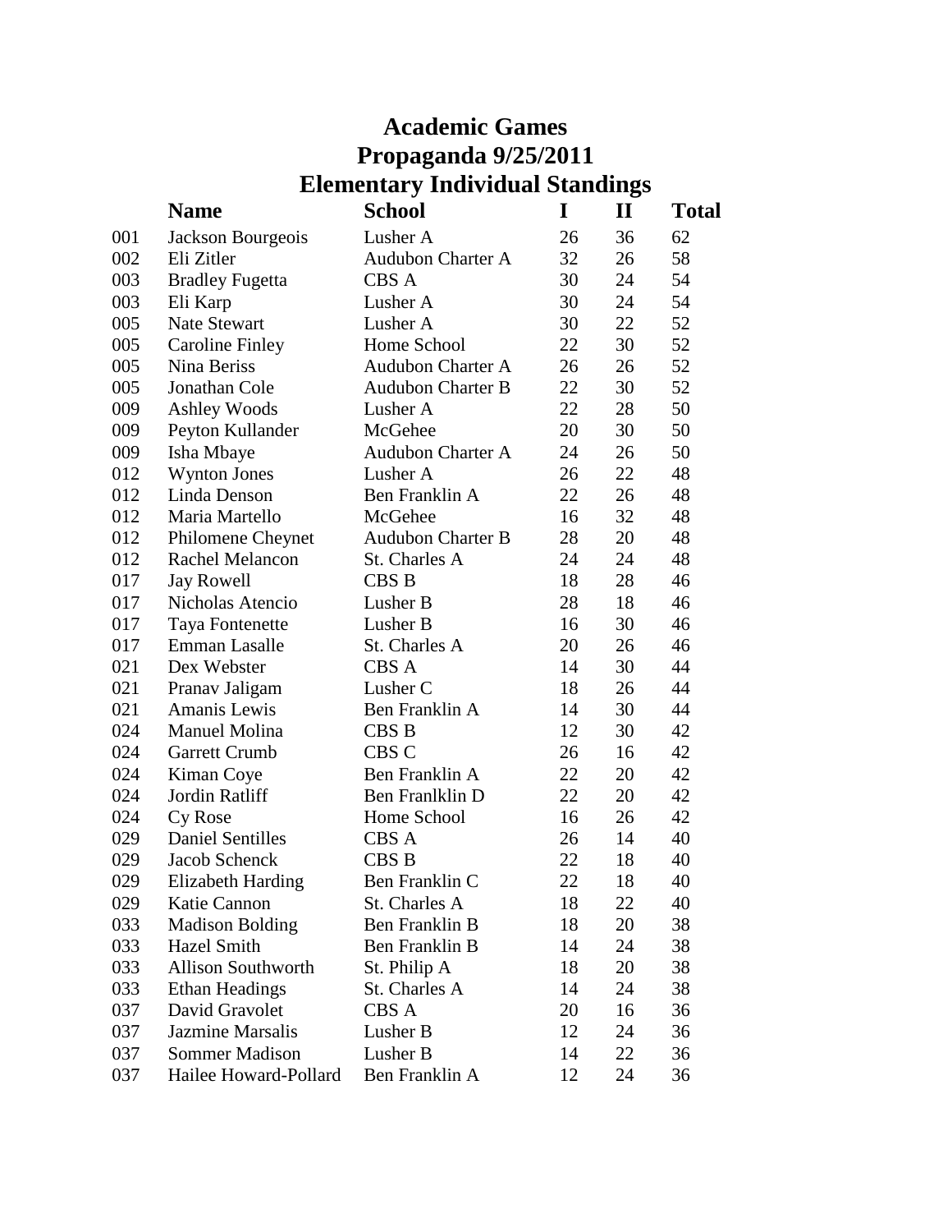# Academic Games
# Propaganda 9/25/2011
# Elementary Individual Standings

| | Name | School | I | II | Total |
|---|---|---|---|---|---|
| 001 | Jackson Bourgeois | Lusher A | 26 | 36 | 62 |
| 002 | Eli Zitler | Audubon Charter A | 32 | 26 | 58 |
| 003 | Bradley Fugetta | CBS A | 30 | 24 | 54 |
| 003 | Eli Karp | Lusher A | 30 | 24 | 54 |
| 005 | Nate Stewart | Lusher A | 30 | 22 | 52 |
| 005 | Caroline Finley | Home School | 22 | 30 | 52 |
| 005 | Nina Beriss | Audubon Charter A | 26 | 26 | 52 |
| 005 | Jonathan Cole | Audubon Charter B | 22 | 30 | 52 |
| 009 | Ashley Woods | Lusher A | 22 | 28 | 50 |
| 009 | Peyton Kullander | McGehee | 20 | 30 | 50 |
| 009 | Isha Mbaye | Audubon Charter A | 24 | 26 | 50 |
| 012 | Wynton Jones | Lusher A | 26 | 22 | 48 |
| 012 | Linda Denson | Ben Franklin A | 22 | 26 | 48 |
| 012 | Maria Martello | McGehee | 16 | 32 | 48 |
| 012 | Philomene Cheynet | Audubon Charter B | 28 | 20 | 48 |
| 012 | Rachel Melancon | St. Charles A | 24 | 24 | 48 |
| 017 | Jay Rowell | CBS B | 18 | 28 | 46 |
| 017 | Nicholas Atencio | Lusher B | 28 | 18 | 46 |
| 017 | Taya Fontenette | Lusher B | 16 | 30 | 46 |
| 017 | Emman Lasalle | St. Charles A | 20 | 26 | 46 |
| 021 | Dex Webster | CBS A | 14 | 30 | 44 |
| 021 | Pranav Jaligam | Lusher C | 18 | 26 | 44 |
| 021 | Amanis Lewis | Ben Franklin A | 14 | 30 | 44 |
| 024 | Manuel Molina | CBS B | 12 | 30 | 42 |
| 024 | Garrett Crumb | CBS C | 26 | 16 | 42 |
| 024 | Kiman Coye | Ben Franklin A | 22 | 20 | 42 |
| 024 | Jordin Ratliff | Ben Franlklin D | 22 | 20 | 42 |
| 024 | Cy Rose | Home School | 16 | 26 | 42 |
| 029 | Daniel Sentilles | CBS A | 26 | 14 | 40 |
| 029 | Jacob Schenck | CBS B | 22 | 18 | 40 |
| 029 | Elizabeth Harding | Ben Franklin C | 22 | 18 | 40 |
| 029 | Katie Cannon | St. Charles A | 18 | 22 | 40 |
| 033 | Madison Bolding | Ben Franklin B | 18 | 20 | 38 |
| 033 | Hazel Smith | Ben Franklin B | 14 | 24 | 38 |
| 033 | Allison Southworth | St. Philip A | 18 | 20 | 38 |
| 033 | Ethan Headings | St. Charles A | 14 | 24 | 38 |
| 037 | David Gravolet | CBS A | 20 | 16 | 36 |
| 037 | Jazmine Marsalis | Lusher B | 12 | 24 | 36 |
| 037 | Sommer Madison | Lusher B | 14 | 22 | 36 |
| 037 | Hailee Howard-Pollard | Ben Franklin A | 12 | 24 | 36 |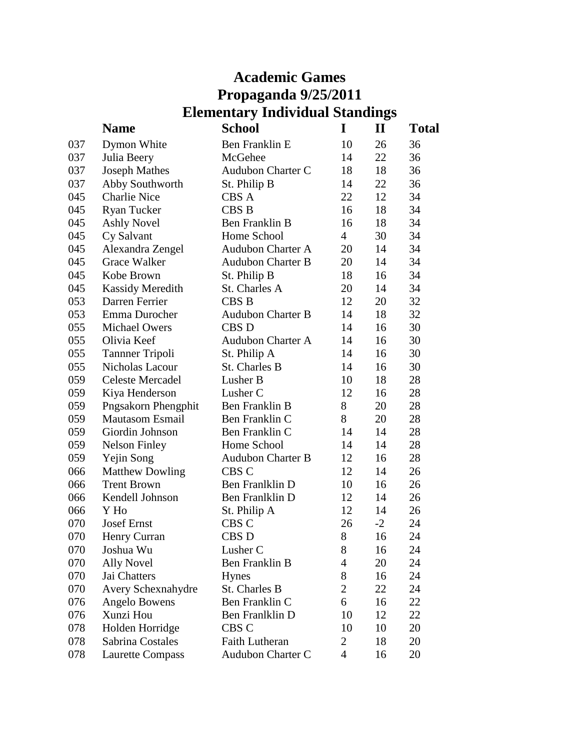# Academic Games
# Propaganda 9/25/2011
# Elementary Individual Standings

| | Name | School | I | II | Total |
|---|---|---|---|---|---|
| 037 | Dymon White | Ben Franklin E | 10 | 26 | 36 |
| 037 | Julia Beery | McGehee | 14 | 22 | 36 |
| 037 | Joseph Mathes | Audubon Charter C | 18 | 18 | 36 |
| 037 | Abby Southworth | St. Philip B | 14 | 22 | 36 |
| 045 | Charlie Nice | CBS A | 22 | 12 | 34 |
| 045 | Ryan Tucker | CBS B | 16 | 18 | 34 |
| 045 | Ashly Novel | Ben Franklin B | 16 | 18 | 34 |
| 045 | Cy Salvant | Home School | 4 | 30 | 34 |
| 045 | Alexandra Zengel | Audubon Charter A | 20 | 14 | 34 |
| 045 | Grace Walker | Audubon Charter B | 20 | 14 | 34 |
| 045 | Kobe Brown | St. Philip B | 18 | 16 | 34 |
| 045 | Kassidy Meredith | St. Charles A | 20 | 14 | 34 |
| 053 | Darren Ferrier | CBS B | 12 | 20 | 32 |
| 053 | Emma Durocher | Audubon Charter B | 14 | 18 | 32 |
| 055 | Michael Owers | CBS D | 14 | 16 | 30 |
| 055 | Olivia Keef | Audubon Charter A | 14 | 16 | 30 |
| 055 | Tannner Tripoli | St. Philip A | 14 | 16 | 30 |
| 055 | Nicholas Lacour | St. Charles B | 14 | 16 | 30 |
| 059 | Celeste Mercadel | Lusher B | 10 | 18 | 28 |
| 059 | Kiya Henderson | Lusher C | 12 | 16 | 28 |
| 059 | Pngsakorn Phengphit | Ben Franklin B | 8 | 20 | 28 |
| 059 | Mautasom Esmail | Ben Franklin C | 8 | 20 | 28 |
| 059 | Giordin Johnson | Ben Franklin C | 14 | 14 | 28 |
| 059 | Nelson Finley | Home School | 14 | 14 | 28 |
| 059 | Yejin Song | Audubon Charter B | 12 | 16 | 28 |
| 066 | Matthew Dowling | CBS C | 12 | 14 | 26 |
| 066 | Trent Brown | Ben Franlklin D | 10 | 16 | 26 |
| 066 | Kendell Johnson | Ben Franlklin D | 12 | 14 | 26 |
| 066 | Y Ho | St. Philip A | 12 | 14 | 26 |
| 070 | Josef Ernst | CBS C | 26 | -2 | 24 |
| 070 | Henry Curran | CBS D | 8 | 16 | 24 |
| 070 | Joshua Wu | Lusher C | 8 | 16 | 24 |
| 070 | Ally Novel | Ben Franklin B | 4 | 20 | 24 |
| 070 | Jai Chatters | Hynes | 8 | 16 | 24 |
| 070 | Avery Schexnahydre | St. Charles B | 2 | 22 | 24 |
| 076 | Angelo Bowens | Ben Franklin C | 6 | 16 | 22 |
| 076 | Xunzi Hou | Ben Franlklin D | 10 | 12 | 22 |
| 078 | Holden Horridge | CBS C | 10 | 10 | 20 |
| 078 | Sabrina Costales | Faith Lutheran | 2 | 18 | 20 |
| 078 | Laurette Compass | Audubon Charter C | 4 | 16 | 20 |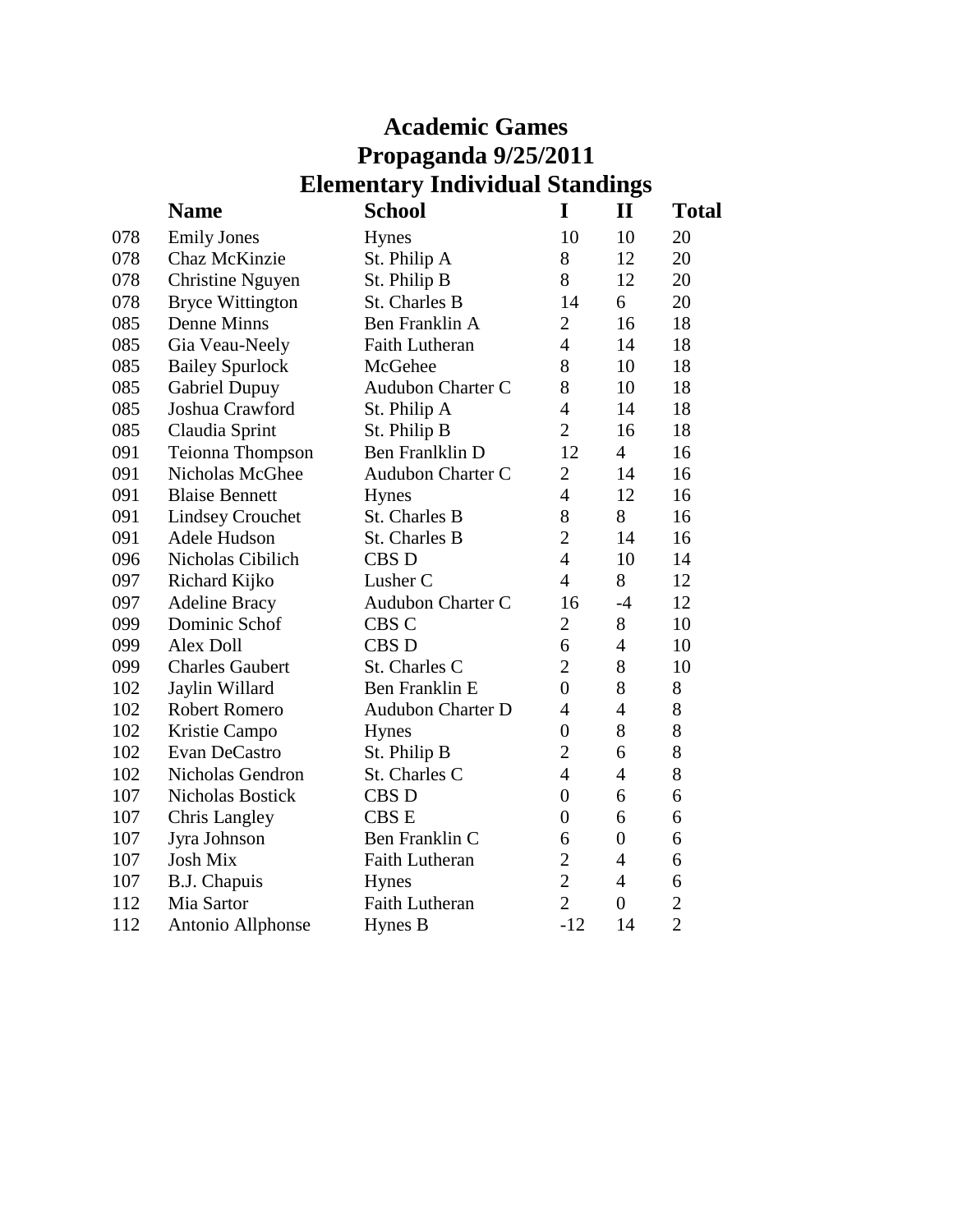# Academic Games
# Propaganda 9/25/2011
# Elementary Individual Standings

| | Name | School | I | II | Total |
|---|---|---|---|---|---|
| 078 | Emily Jones | Hynes | 10 | 10 | 20 |
| 078 | Chaz McKinzie | St. Philip A | 8 | 12 | 20 |
| 078 | Christine Nguyen | St. Philip B | 8 | 12 | 20 |
| 078 | Bryce Wittington | St. Charles B | 14 | 6 | 20 |
| 085 | Denne Minns | Ben Franklin A | 2 | 16 | 18 |
| 085 | Gia Veau-Neely | Faith Lutheran | 4 | 14 | 18 |
| 085 | Bailey Spurlock | McGehee | 8 | 10 | 18 |
| 085 | Gabriel Dupuy | Audubon Charter C | 8 | 10 | 18 |
| 085 | Joshua Crawford | St. Philip A | 4 | 14 | 18 |
| 085 | Claudia Sprint | St. Philip B | 2 | 16 | 18 |
| 091 | Teionna Thompson | Ben Franlklin D | 12 | 4 | 16 |
| 091 | Nicholas McGhee | Audubon Charter C | 2 | 14 | 16 |
| 091 | Blaise Bennett | Hynes | 4 | 12 | 16 |
| 091 | Lindsey Crouchet | St. Charles B | 8 | 8 | 16 |
| 091 | Adele Hudson | St. Charles B | 2 | 14 | 16 |
| 096 | Nicholas Cibilich | CBS D | 4 | 10 | 14 |
| 097 | Richard Kijko | Lusher C | 4 | 8 | 12 |
| 097 | Adeline Bracy | Audubon Charter C | 16 | -4 | 12 |
| 099 | Dominic Schof | CBS C | 2 | 8 | 10 |
| 099 | Alex Doll | CBS D | 6 | 4 | 10 |
| 099 | Charles Gaubert | St. Charles C | 2 | 8 | 10 |
| 102 | Jaylin Willard | Ben Franklin E | 0 | 8 | 8 |
| 102 | Robert Romero | Audubon Charter D | 4 | 4 | 8 |
| 102 | Kristie Campo | Hynes | 0 | 8 | 8 |
| 102 | Evan DeCastro | St. Philip B | 2 | 6 | 8 |
| 102 | Nicholas Gendron | St. Charles C | 4 | 4 | 8 |
| 107 | Nicholas Bostick | CBS D | 0 | 6 | 6 |
| 107 | Chris Langley | CBS E | 0 | 6 | 6 |
| 107 | Jyra Johnson | Ben Franklin C | 6 | 0 | 6 |
| 107 | Josh Mix | Faith Lutheran | 2 | 4 | 6 |
| 107 | B.J. Chapuis | Hynes | 2 | 4 | 6 |
| 112 | Mia Sartor | Faith Lutheran | 2 | 0 | 2 |
| 112 | Antonio Allphonse | Hynes B | -12 | 14 | 2 |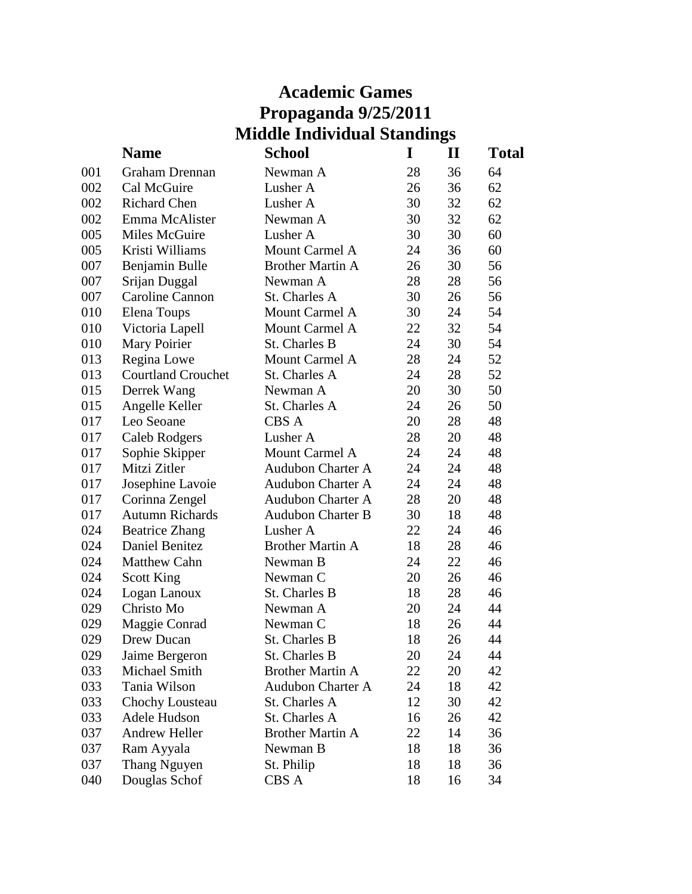# Academic Games
## Propaganda 9/25/2011
## Middle Individual Standings

| | Name | School | I | II | Total |
|---|---|---|---|---|---|
| 001 | Graham Drennan | Newman A | 28 | 36 | 64 |
| 002 | Cal McGuire | Lusher A | 26 | 36 | 62 |
| 002 | Richard Chen | Lusher A | 30 | 32 | 62 |
| 002 | Emma McAlister | Newman A | 30 | 32 | 62 |
| 005 | Miles McGuire | Lusher A | 30 | 30 | 60 |
| 005 | Kristi Williams | Mount Carmel A | 24 | 36 | 60 |
| 007 | Benjamin Bulle | Brother Martin A | 26 | 30 | 56 |
| 007 | Srijan Duggal | Newman A | 28 | 28 | 56 |
| 007 | Caroline Cannon | St. Charles A | 30 | 26 | 56 |
| 010 | Elena Toups | Mount Carmel A | 30 | 24 | 54 |
| 010 | Victoria Lapell | Mount Carmel A | 22 | 32 | 54 |
| 010 | Mary Poirier | St. Charles B | 24 | 30 | 54 |
| 013 | Regina Lowe | Mount Carmel A | 28 | 24 | 52 |
| 013 | Courtland Crouchet | St. Charles A | 24 | 28 | 52 |
| 015 | Derrek Wang | Newman A | 20 | 30 | 50 |
| 015 | Angelle Keller | St. Charles A | 24 | 26 | 50 |
| 017 | Leo Seoane | CBS A | 20 | 28 | 48 |
| 017 | Caleb Rodgers | Lusher A | 28 | 20 | 48 |
| 017 | Sophie Skipper | Mount Carmel A | 24 | 24 | 48 |
| 017 | Mitzi Zitler | Audubon Charter A | 24 | 24 | 48 |
| 017 | Josephine Lavoie | Audubon Charter A | 24 | 24 | 48 |
| 017 | Corinna Zengel | Audubon Charter A | 28 | 20 | 48 |
| 017 | Autumn Richards | Audubon Charter B | 30 | 18 | 48 |
| 024 | Beatrice Zhang | Lusher A | 22 | 24 | 46 |
| 024 | Daniel Benitez | Brother Martin A | 18 | 28 | 46 |
| 024 | Matthew Cahn | Newman B | 24 | 22 | 46 |
| 024 | Scott King | Newman C | 20 | 26 | 46 |
| 024 | Logan Lanoux | St. Charles B | 18 | 28 | 46 |
| 029 | Christo Mo | Newman A | 20 | 24 | 44 |
| 029 | Maggie Conrad | Newman C | 18 | 26 | 44 |
| 029 | Drew Ducan | St. Charles B | 18 | 26 | 44 |
| 029 | Jaime Bergeron | St. Charles B | 20 | 24 | 44 |
| 033 | Michael Smith | Brother Martin A | 22 | 20 | 42 |
| 033 | Tania Wilson | Audubon Charter A | 24 | 18 | 42 |
| 033 | Chochy Lousteau | St. Charles A | 12 | 30 | 42 |
| 033 | Adele Hudson | St. Charles A | 16 | 26 | 42 |
| 037 | Andrew Heller | Brother Martin A | 22 | 14 | 36 |
| 037 | Ram Ayyala | Newman B | 18 | 18 | 36 |
| 037 | Thang Nguyen | St. Philip | 18 | 18 | 36 |
| 040 | Douglas Schof | CBS A | 18 | 16 | 34 |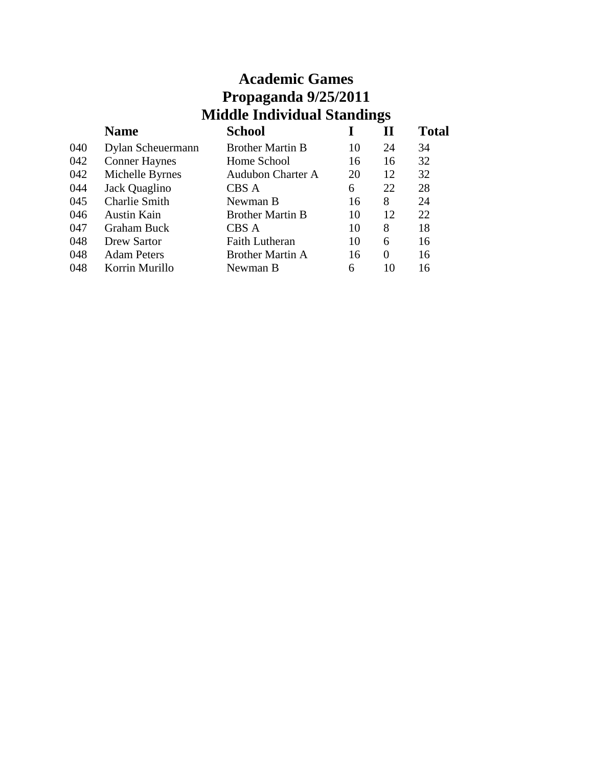# Academic Games
# Propaganda 9/25/2011
# Middle Individual Standings

| | Name | School | I | II | Total |
|---|---|---|---|---|---|
| 040 | Dylan Scheuermann | Brother Martin B | 10 | 24 | 34 |
| 042 | Conner Haynes | Home School | 16 | 16 | 32 |
| 042 | Michelle Byrnes | Audubon Charter A | 20 | 12 | 32 |
| 044 | Jack Quaglino | CBS A | 6 | 22 | 28 |
| 045 | Charlie Smith | Newman B | 16 | 8 | 24 |
| 046 | Austin Kain | Brother Martin B | 10 | 12 | 22 |
| 047 | Graham Buck | CBS A | 10 | 8 | 18 |
| 048 | Drew Sartor | Faith Lutheran | 10 | 6 | 16 |
| 048 | Adam Peters | Brother Martin A | 16 | 0 | 16 |
| 048 | Korrin Murillo | Newman B | 6 | 10 | 16 |